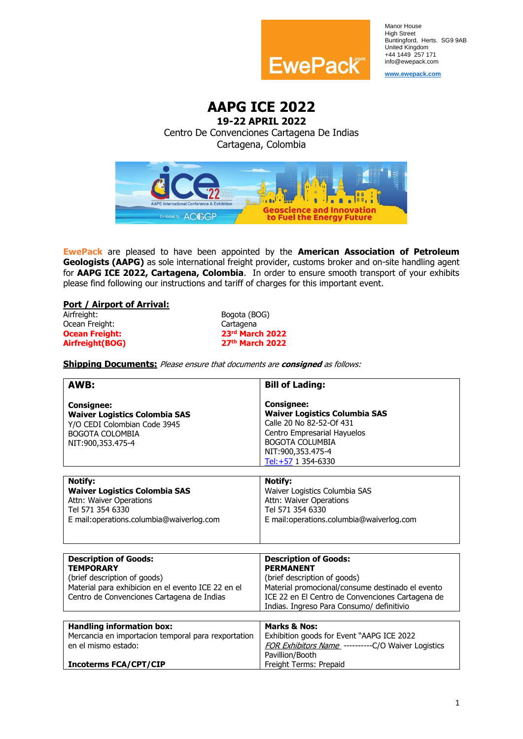Manor House
High Street
Buntingford, Herts. SG9 9AB
United Kingdom
+44 1449 257 171
info@ewepack.com

www.ewepack.com

# AAPG ICE 2022

**19-22 APRIL 2022**

Centro De Convenciones Cartagena De Indias
Cartagena, Colombia

**EwePack** are pleased to have been appointed by the **American Association of Petroleum Geologists (AAPG)** as sole international freight provider, customs broker and on-site handling agent for **AAPG ICE 2022, Cartagena, Colombia**. In order to ensure smooth transport of your exhibits please find following our instructions and tariff of charges for this important event.

## Port / Airport of Arrival:

| | |
|---|---|
| Airfreight: | Bogota (BOG) |
| Ocean Freight: | Cartagena |
| **Ocean Freight:** | **23rd March 2022** |
| **Airfreight(BOG)** | **27th March 2022** |

**Shipping Documents:** *Please ensure that documents are **consigned** as follows:*

| **AWB:** | **Bill of Lading:** |
|---|---|
| **Consignee:**<br>**Waiver Logistics Colombia SAS**<br>Y/O CEDI Colombian Code 3945<br>BOGOTA COLOMBIA<br>NIT:900,353.475-4 | **Consignee:**<br>**Waiver Logistics Columbia SAS**<br>Calle 20 No 82-52-Of 431<br>Centro Empresarial Hayuelos<br>BOGOTA COLUMBIA<br>NIT:900,353.475-4<br>Tel:+57 1 354-6330 |
| **Notify:**<br>**Waiver Logistics Colombia SAS**<br>Attn: Waiver Operations<br>Tel 571 354 6330<br>E mail:operations.columbia@waiverlog.com | **Notify:**<br>Waiver Logistics Columbia SAS<br>Attn: Waiver Operations<br>Tel 571 354 6330<br>E mail:operations.columbia@waiverlog.com |
| **Description of Goods:**<br>**TEMPORARY**<br>(brief description of goods)<br>Material para exhibicion en el evento ICE 22 en el Centro de Convenciones Cartagena de Indias | **Description of Goods:**<br>**PERMANENT**<br>(brief description of goods)<br>Material promocional/consume destinado el evento ICE 22 en El Centro de Convenciones Cartagena de Indias. Ingreso Para Consumo/ definitivio |
| **Handling information box:**<br>Mercancia en importacion temporal para reexportation en el mismo estado:<br><br>**Incoterms FCA/CPT/CIP** | **Marks & Nos:**<br>Exhibition goods for Event "AAPG ICE 2022<br>*FOR Exhibitors Name* ----------C/O Waiver Logistics<br>Pavillion/Booth<br>Freight Terms: Prepaid |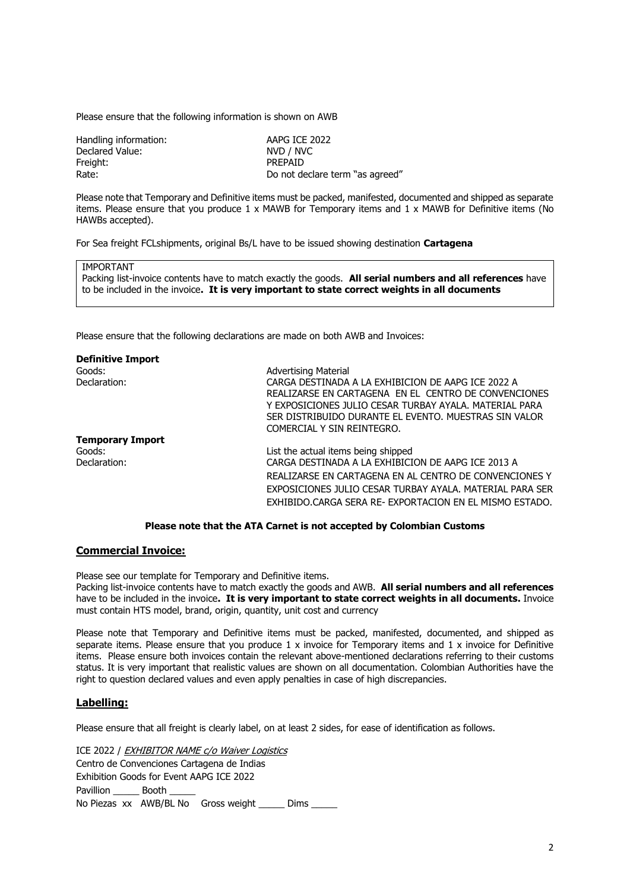Please ensure that the following information is shown on AWB

| | |
|---|---|
| Handling information: | AAPG ICE 2022 |
| Declared Value: | NVD / NVC |
| Freight: | PREPAID |
| Rate: | Do not declare term "as agreed" |

Please note that Temporary and Definitive items must be packed, manifested, documented and shipped as separate items. Please ensure that you produce 1 x MAWB for Temporary items and 1 x MAWB for Definitive items (No HAWBs accepted).

For Sea freight FCLshipments, original Bs/L have to be issued showing destination **Cartagena**

> IMPORTANT
> Packing list-invoice contents have to match exactly the goods. **All serial numbers and all references** have to be included in the invoice**. It is very important to state correct weights in all documents**

Please ensure that the following declarations are made on both AWB and Invoices:

**Definitive Import**

| | |
|---|---|
| Goods: | Advertising Material |
| Declaration: | CARGA DESTINADA A LA EXHIBICION DE AAPG ICE 2022 A REALIZARSE EN CARTAGENA EN EL CENTRO DE CONVENCIONES Y EXPOSICIONES JULIO CESAR TURBAY AYALA. MATERIAL PARA SER DISTRIBUIDO DURANTE EL EVENTO. MUESTRAS SIN VALOR COMERCIAL Y SIN REINTEGRO. |

**Temporary Import**

| | |
|---|---|
| Goods: | List the actual items being shipped |
| Declaration: | CARGA DESTINADA A LA EXHIBICION DE AAPG ICE 2013 A REALIZARSE EN CARTAGENA EN AL CENTRO DE CONVENCIONES Y EXPOSICIONES JULIO CESAR TURBAY AYALA. MATERIAL PARA SER EXHIBIDO.CARGA SERA RE- EXPORTACION EN EL MISMO ESTADO. |

**Please note that the ATA Carnet is not accepted by Colombian Customs**

## Commercial Invoice:

Please see our template for Temporary and Definitive items.
Packing list-invoice contents have to match exactly the goods and AWB. **All serial numbers and all references** have to be included in the invoice**. It is very important to state correct weights in all documents.** Invoice must contain HTS model, brand, origin, quantity, unit cost and currency

Please note that Temporary and Definitive items must be packed, manifested, documented, and shipped as separate items. Please ensure that you produce 1 x invoice for Temporary items and 1 x invoice for Definitive items. Please ensure both invoices contain the relevant above-mentioned declarations referring to their customs status. It is very important that realistic values are shown on all documentation. Colombian Authorities have the right to question declared values and even apply penalties in case of high discrepancies.

## Labelling:

Please ensure that all freight is clearly label, on at least 2 sides, for ease of identification as follows.

ICE 2022 / *EXHIBITOR NAME c/o Waiver Logistics*
Centro de Convenciones Cartagena de Indias
Exhibition Goods for Event AAPG ICE 2022
Pavillion _____ Booth _____
No Piezas xx AWB/BL No Gross weight _____ Dims _____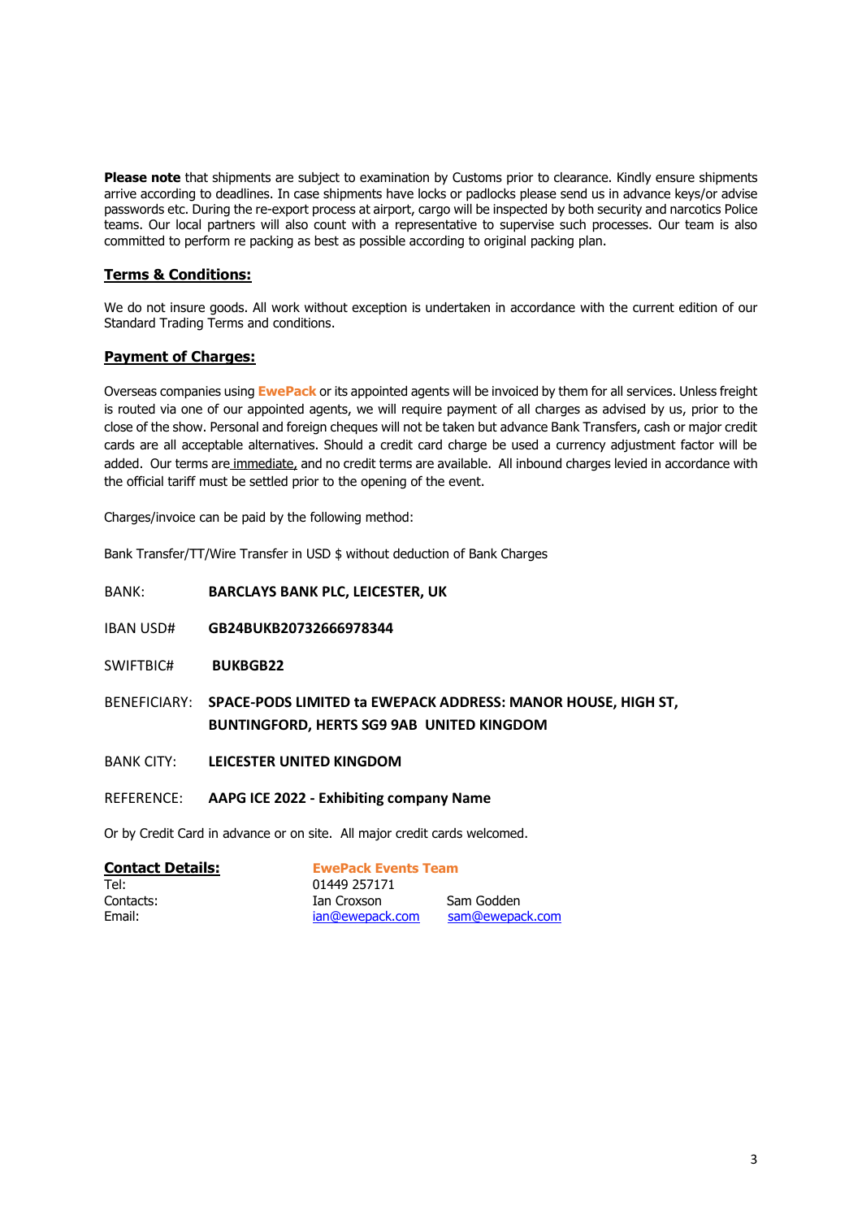**Please note** that shipments are subject to examination by Customs prior to clearance. Kindly ensure shipments arrive according to deadlines. In case shipments have locks or padlocks please send us in advance keys/or advise passwords etc. During the re-export process at airport, cargo will be inspected by both security and narcotics Police teams. Our local partners will also count with a representative to supervise such processes. Our team is also committed to perform re packing as best as possible according to original packing plan.

## Terms & Conditions:

We do not insure goods. All work without exception is undertaken in accordance with the current edition of our Standard Trading Terms and conditions.

## Payment of Charges:

Overseas companies using **EwePack** or its appointed agents will be invoiced by them for all services. Unless freight is routed via one of our appointed agents, we will require payment of all charges as advised by us, prior to the close of the show. Personal and foreign cheques will not be taken but advance Bank Transfers, cash or major credit cards are all acceptable alternatives. Should a credit card charge be used a currency adjustment factor will be added. Our terms are immediate, and no credit terms are available. All inbound charges levied in accordance with the official tariff must be settled prior to the opening of the event.

Charges/invoice can be paid by the following method:

Bank Transfer/TT/Wire Transfer in USD $ without deduction of Bank Charges

| | |
|---|---|
| BANK: | **BARCLAYS BANK PLC, LEICESTER, UK** |
| IBAN USD# | **GB24BUKB20732666978344** |
| SWIFTBIC# | **BUKBGB22** |
| BENEFICIARY: | **SPACE-PODS LIMITED ta EWEPACK ADDRESS: MANOR HOUSE, HIGH ST, BUNTINGFORD, HERTS SG9 9AB UNITED KINGDOM** |
| BANK CITY: | **LEICESTER UNITED KINGDOM** |
| REFERENCE: | **AAPG ICE 2022 - Exhibiting company Name** |

Or by Credit Card in advance or on site. All major credit cards welcomed.

| **Contact Details:** | **EwePack Events Team** | |
|---|---|---|
| Tel: | 01449 257171 | |
| Contacts: | Ian Croxson | Sam Godden |
| Email: | ian@ewepack.com | sam@ewepack.com |